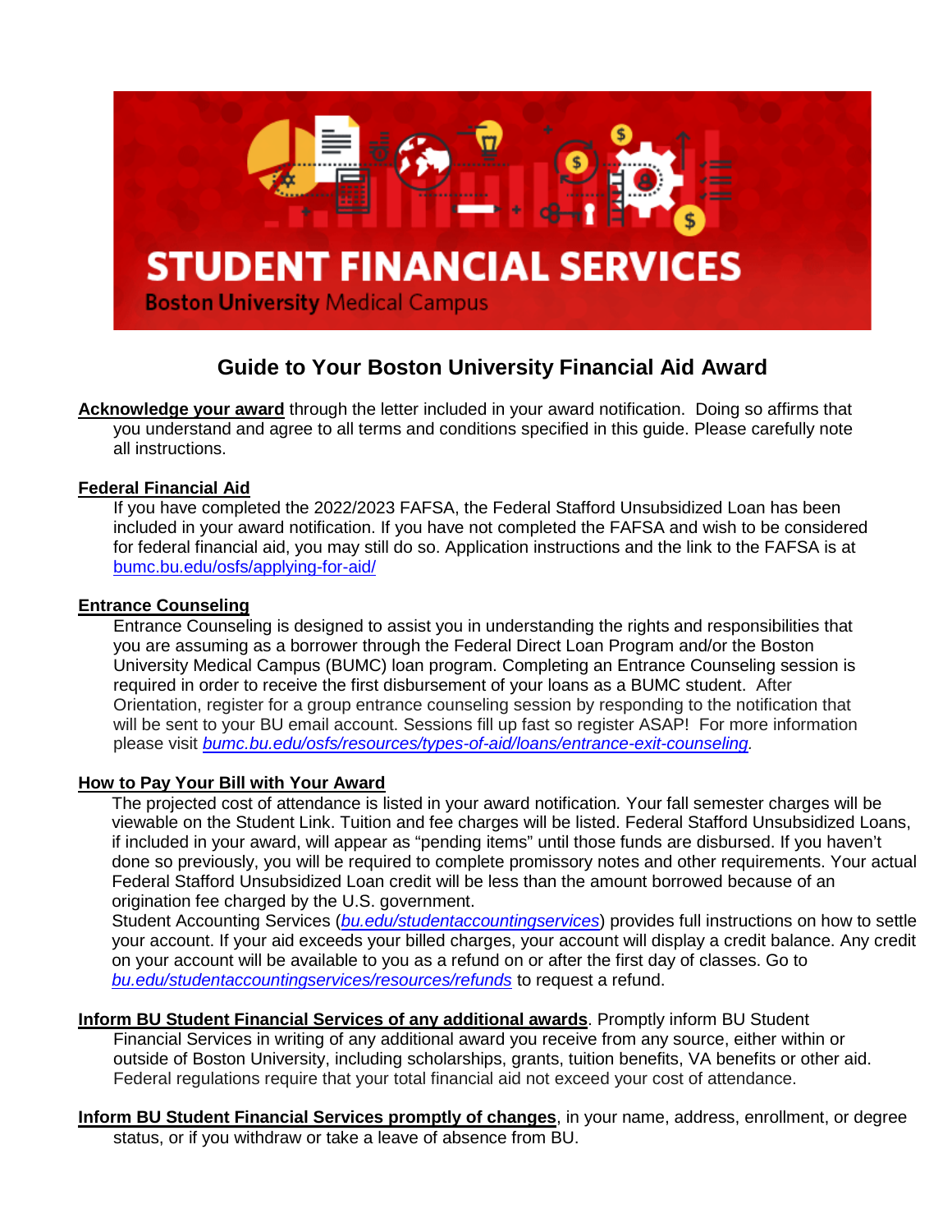# STUDENT FINANCIAL SERVICES

**Boston University** Medical Campus

## Guide to Your Boston University Financial Aid Award

**Acknowledge your award** through the letter included in your award notification. Doing so affirms that you understand and agree to all terms and conditions specified in this guide. Please carefully note all instructions.

**Federal Financial Aid**

If you have completed the 2022/2023 FAFSA, the Federal Stafford Unsubsidized Loan has been included in your award notification. If you have not completed the FAFSA and wish to be considered for federal financial aid, you may still do so. Application instructions and the link to the FAFSA is at bumc.bu.edu/osfs/applying-for-aid/

**Entrance Counseling**

Entrance Counseling is designed to assist you in understanding the rights and responsibilities that you are assuming as a borrower through the Federal Direct Loan Program and/or the Boston University Medical Campus (BUMC) loan program. Completing an Entrance Counseling session is required in order to receive the first disbursement of your loans as a BUMC student. After Orientation, register for a group entrance counseling session by responding to the notification that will be sent to your BU email account. Sessions fill up fast so register ASAP! For more information please visit *bumc.bu.edu/osfs/resources/types-of-aid/loans/entrance-exit-counseling*.

**How to Pay Your Bill with Your Award**

The projected cost of attendance is listed in your award notification. Your fall semester charges will be viewable on the Student Link. Tuition and fee charges will be listed. Federal Stafford Unsubsidized Loans, if included in your award, will appear as "pending items" until those funds are disbursed. If you haven't done so previously, you will be required to complete promissory notes and other requirements. Your actual Federal Stafford Unsubsidized Loan credit will be less than the amount borrowed because of an origination fee charged by the U.S. government.

Student Accounting Services (*bu.edu/studentaccountingservices*) provides full instructions on how to settle your account. If your aid exceeds your billed charges, your account will display a credit balance. Any credit on your account will be available to you as a refund on or after the first day of classes. Go to *bu.edu/studentaccountingservices/resources/refunds* to request a refund.

**Inform BU Student Financial Services of any additional awards**. Promptly inform BU Student Financial Services in writing of any additional award you receive from any source, either within or outside of Boston University, including scholarships, grants, tuition benefits, VA benefits or other aid. Federal regulations require that your total financial aid not exceed your cost of attendance.

**Inform BU Student Financial Services promptly of changes**, in your name, address, enrollment, or degree status, or if you withdraw or take a leave of absence from BU.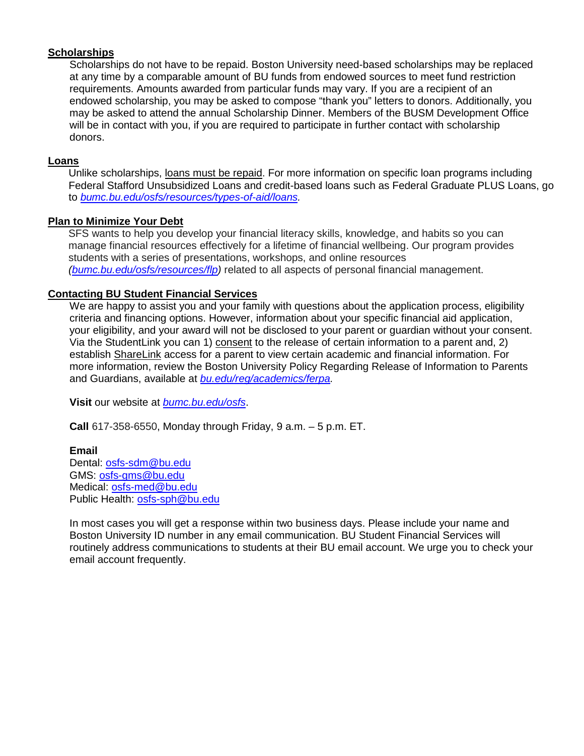## Scholarships

Scholarships do not have to be repaid. Boston University need-based scholarships may be replaced at any time by a comparable amount of BU funds from endowed sources to meet fund restriction requirements. Amounts awarded from particular funds may vary. If you are a recipient of an endowed scholarship, you may be asked to compose "thank you" letters to donors. Additionally, you may be asked to attend the annual Scholarship Dinner. Members of the BUSM Development Office will be in contact with you, if you are required to participate in further contact with scholarship donors.

## Loans

Unlike scholarships, loans must be repaid. For more information on specific loan programs including Federal Stafford Unsubsidized Loans and credit-based loans such as Federal Graduate PLUS Loans, go to *bumc.bu.edu/osfs/resources/types-of-aid/loans.*

## Plan to Minimize Your Debt

SFS wants to help you develop your financial literacy skills, knowledge, and habits so you can manage financial resources effectively for a lifetime of financial wellbeing. Our program provides students with a series of presentations, workshops, and online resources *(bumc.bu.edu/osfs/resources/flp)* related to all aspects of personal financial management.

## Contacting BU Student Financial Services

We are happy to assist you and your family with questions about the application process, eligibility criteria and financing options. However, information about your specific financial aid application, your eligibility, and your award will not be disclosed to your parent or guardian without your consent. Via the StudentLink you can 1) consent to the release of certain information to a parent and, 2) establish ShareLink access for a parent to view certain academic and financial information. For more information, review the Boston University Policy Regarding Release of Information to Parents and Guardians, available at *bu.edu/reg/academics/ferpa.*

**Visit** our website at *bumc.bu.edu/osfs*.

**Call** 617-358-6550, Monday through Friday, 9 a.m. – 5 p.m. ET.

**Email**
Dental: osfs-sdm@bu.edu
GMS: osfs-gms@bu.edu
Medical: osfs-med@bu.edu
Public Health: osfs-sph@bu.edu

In most cases you will get a response within two business days. Please include your name and Boston University ID number in any email communication. BU Student Financial Services will routinely address communications to students at their BU email account. We urge you to check your email account frequently.